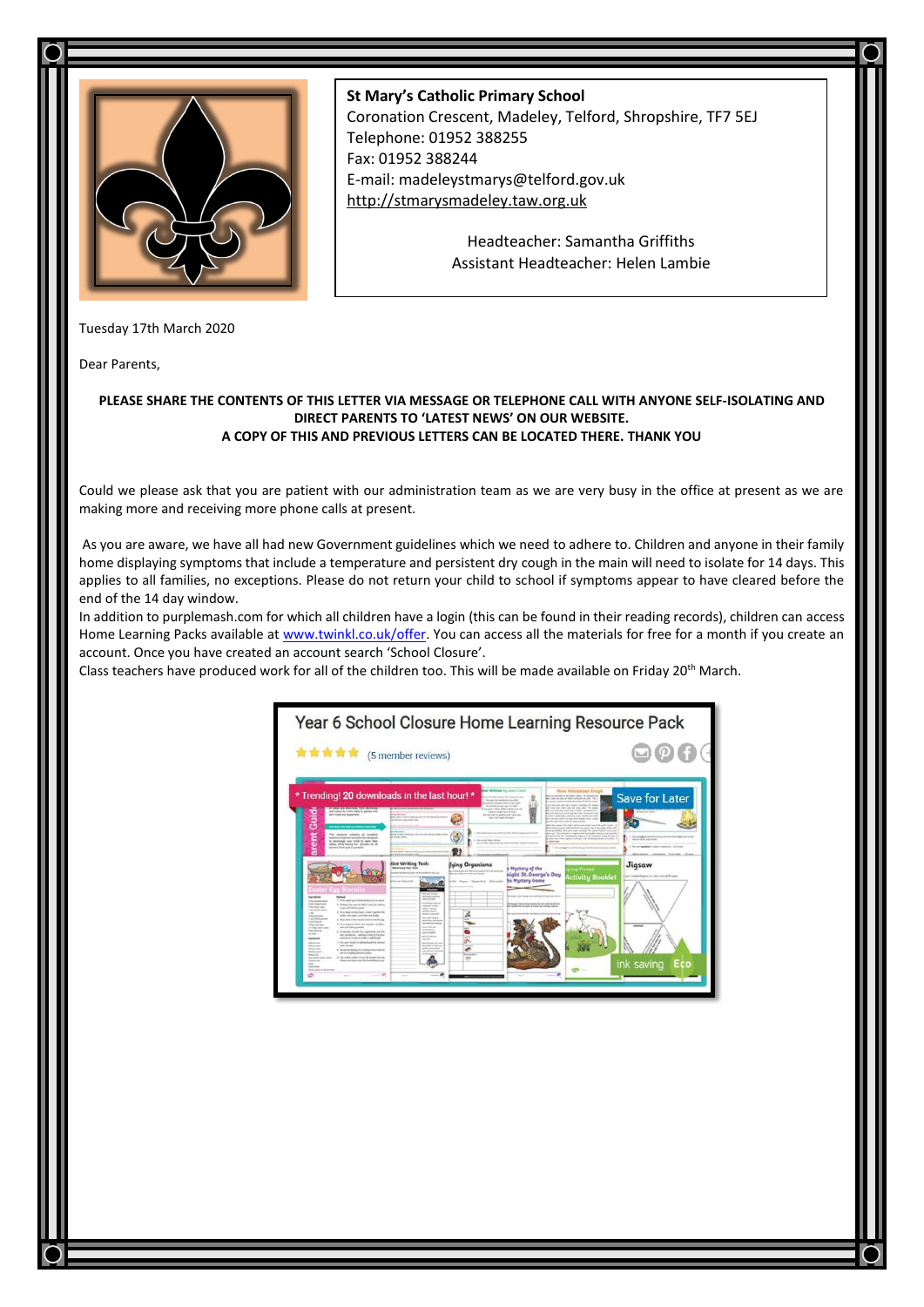**St Mary's Catholic Primary School**
Coronation Crescent, Madeley, Telford, Shropshire, TF7 5EJ
Telephone: 01952 388255
Fax: 01952 388244
E-mail: madeleystmarys@telford.gov.uk
http://stmarysmadeley.taw.org.uk

Headteacher: Samantha Griffiths
Assistant Headteacher: Helen Lambie

Tuesday 17th March 2020

Dear Parents,

**PLEASE SHARE THE CONTENTS OF THIS LETTER VIA MESSAGE OR TELEPHONE CALL WITH ANYONE SELF-ISOLATING AND DIRECT PARENTS TO 'LATEST NEWS' ON OUR WEBSITE.**
**A COPY OF THIS AND PREVIOUS LETTERS CAN BE LOCATED THERE. THANK YOU**

Could we please ask that you are patient with our administration team as we are very busy in the office at present as we are making more and receiving more phone calls at present.

As you are aware, we have all had new Government guidelines which we need to adhere to. Children and anyone in their family home displaying symptoms that include a temperature and persistent dry cough in the main will need to isolate for 14 days. This applies to all families, no exceptions. Please do not return your child to school if symptoms appear to have cleared before the end of the 14 day window.

In addition to purplemash.com for which all children have a login (this can be found in their reading records), children can access Home Learning Packs available at www.twinkl.co.uk/offer. You can access all the materials for free for a month if you create an account. Once you have created an account search 'School Closure'.

Class teachers have produced work for all of the children too. This will be made available on Friday 20th March.

Year 6 School Closure Home Learning Resource Pack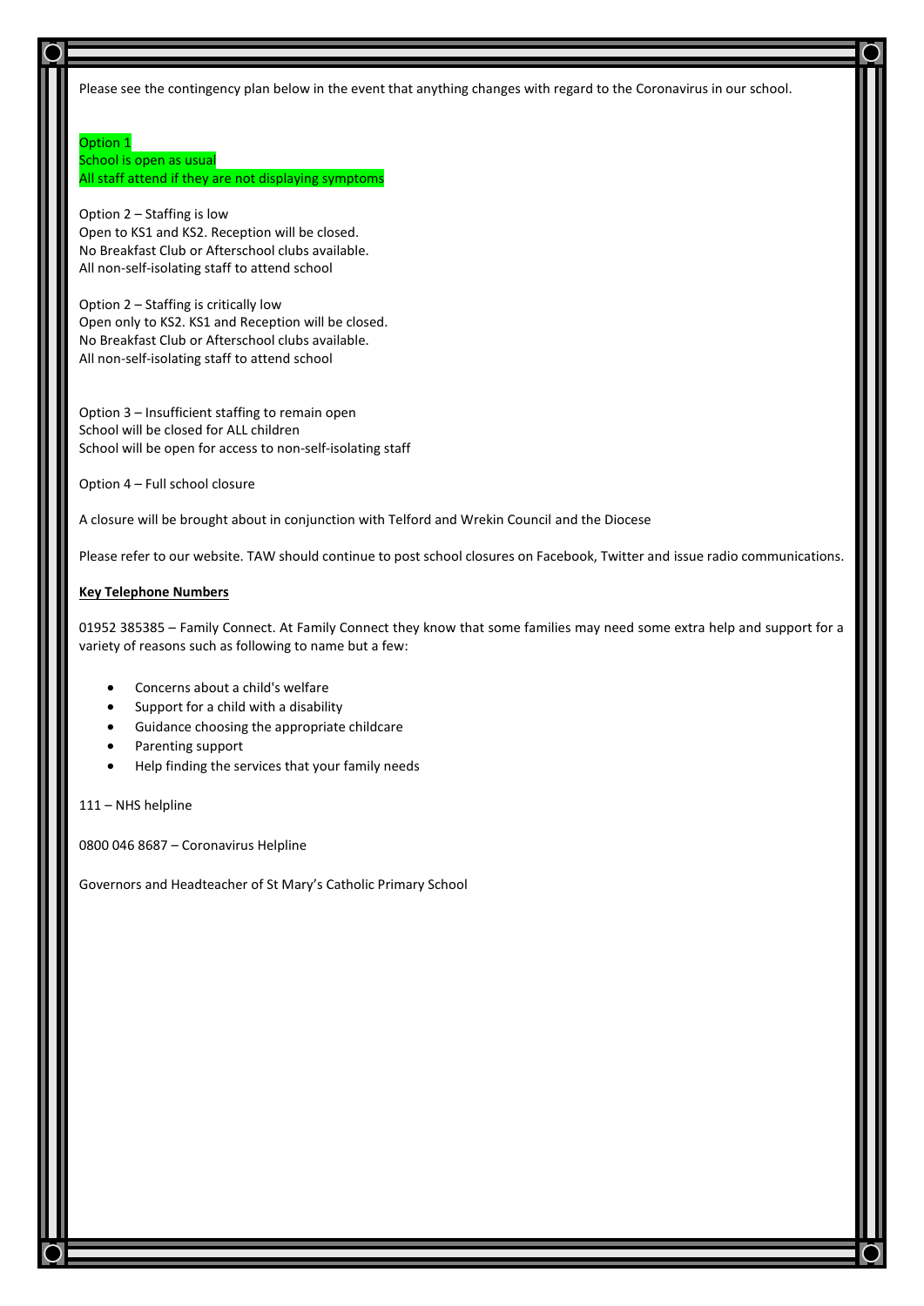Please see the contingency plan below in the event that anything changes with regard to the Coronavirus in our school.

Option 1
School is open as usual
All staff attend if they are not displaying symptoms

Option 2 – Staffing is low
Open to KS1 and KS2. Reception will be closed.
No Breakfast Club or Afterschool clubs available.
All non-self-isolating staff to attend school

Option 2 – Staffing is critically low
Open only to KS2. KS1 and Reception will be closed.
No Breakfast Club or Afterschool clubs available.
All non-self-isolating staff to attend school

Option 3 – Insufficient staffing to remain open
School will be closed for ALL children
School will be open for access to non-self-isolating staff

Option 4 – Full school closure

A closure will be brought about in conjunction with Telford and Wrekin Council and the Diocese

Please refer to our website. TAW should continue to post school closures on Facebook, Twitter and issue radio communications.

**Key Telephone Numbers**

01952 385385 – Family Connect. At Family Connect they know that some families may need some extra help and support for a variety of reasons such as following to name but a few:

- Concerns about a child's welfare
- Support for a child with a disability
- Guidance choosing the appropriate childcare
- Parenting support
- Help finding the services that your family needs

111 – NHS helpline

0800 046 8687 – Coronavirus Helpline

Governors and Headteacher of St Mary's Catholic Primary School